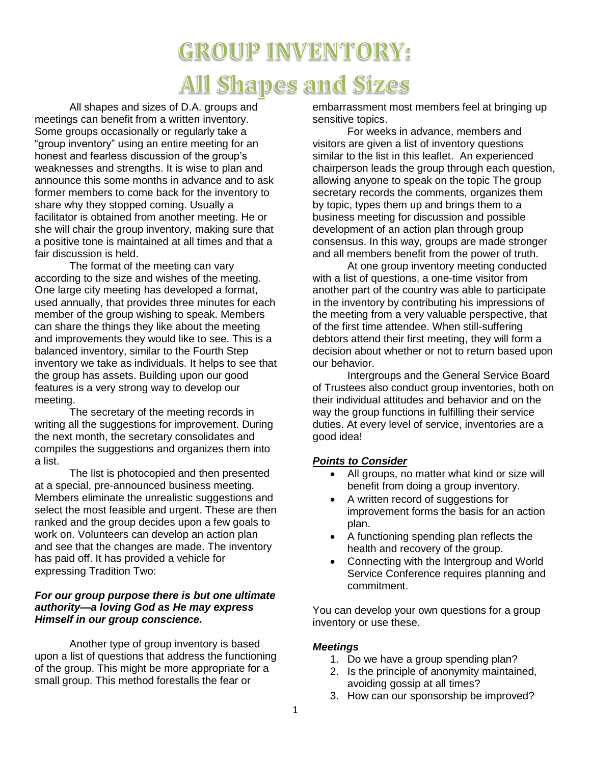# GROUP INVENTORY: All Shapes and Sizes

All shapes and sizes of D.A. groups and meetings can benefit from a written inventory. Some groups occasionally or regularly take a "group inventory" using an entire meeting for an honest and fearless discussion of the group's weaknesses and strengths. It is wise to plan and announce this some months in advance and to ask former members to come back for the inventory to share why they stopped coming. Usually a facilitator is obtained from another meeting. He or she will chair the group inventory, making sure that a positive tone is maintained at all times and that a fair discussion is held.

The format of the meeting can vary according to the size and wishes of the meeting. One large city meeting has developed a format, used annually, that provides three minutes for each member of the group wishing to speak. Members can share the things they like about the meeting and improvements they would like to see. This is a balanced inventory, similar to the Fourth Step inventory we take as individuals. It helps to see that the group has assets. Building upon our good features is a very strong way to develop our meeting.

The secretary of the meeting records in writing all the suggestions for improvement. During the next month, the secretary consolidates and compiles the suggestions and organizes them into a list.

The list is photocopied and then presented at a special, pre-announced business meeting. Members eliminate the unrealistic suggestions and select the most feasible and urgent. These are then ranked and the group decides upon a few goals to work on. Volunteers can develop an action plan and see that the changes are made. The inventory has paid off. It has provided a vehicle for expressing Tradition Two:

***For our group purpose there is but one ultimate authority—a loving God as He may express Himself in our group conscience.***

Another type of group inventory is based upon a list of questions that address the functioning of the group. This might be more appropriate for a small group. This method forestalls the fear or embarrassment most members feel at bringing up sensitive topics.

For weeks in advance, members and visitors are given a list of inventory questions similar to the list in this leaflet. An experienced chairperson leads the group through each question, allowing anyone to speak on the topic The group secretary records the comments, organizes them by topic, types them up and brings them to a business meeting for discussion and possible development of an action plan through group consensus. In this way, groups are made stronger and all members benefit from the power of truth.

At one group inventory meeting conducted with a list of questions, a one-time visitor from another part of the country was able to participate in the inventory by contributing his impressions of the meeting from a very valuable perspective, that of the first time attendee. When still-suffering debtors attend their first meeting, they will form a decision about whether or not to return based upon our behavior.

Intergroups and the General Service Board of Trustees also conduct group inventories, both on their individual attitudes and behavior and on the way the group functions in fulfilling their service duties. At every level of service, inventories are a good idea!

***Points to Consider***

- All groups, no matter what kind or size will benefit from doing a group inventory.
- A written record of suggestions for improvement forms the basis for an action plan.
- A functioning spending plan reflects the health and recovery of the group.
- Connecting with the Intergroup and World Service Conference requires planning and commitment.

You can develop your own questions for a group inventory or use these.

***Meetings***

1. Do we have a group spending plan?
2. Is the principle of anonymity maintained, avoiding gossip at all times?
3. How can our sponsorship be improved?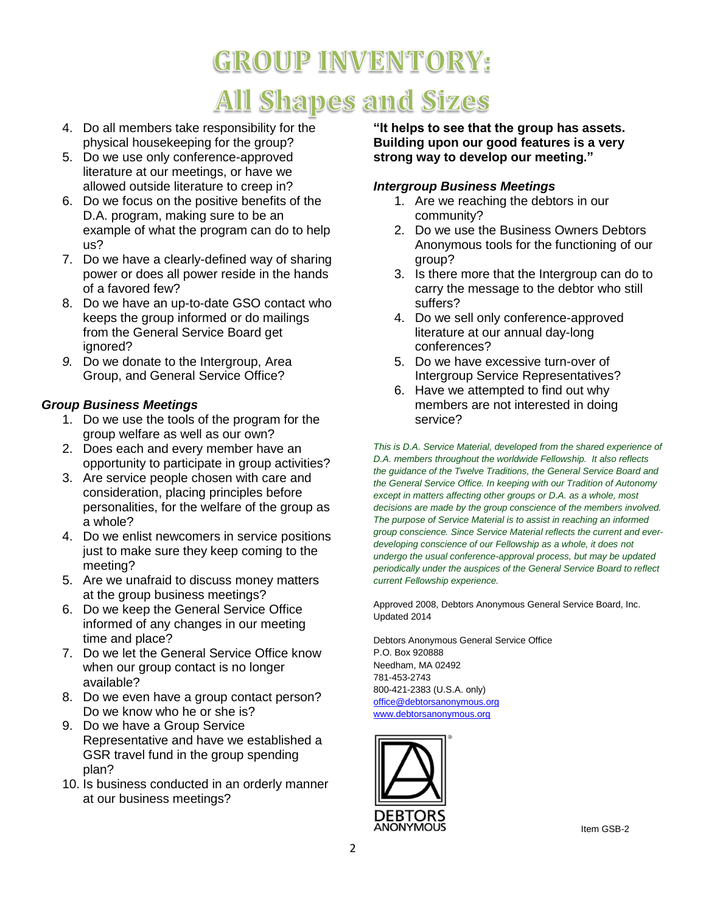# GROUP INVENTORY: All Shapes and Sizes

4. Do all members take responsibility for the physical housekeeping for the group?
5. Do we use only conference-approved literature at our meetings, or have we allowed outside literature to creep in?
6. Do we focus on the positive benefits of the D.A. program, making sure to be an example of what the program can do to help us?
7. Do we have a clearly-defined way of sharing power or does all power reside in the hands of a favored few?
8. Do we have an up-to-date GSO contact who keeps the group informed or do mailings from the General Service Board get ignored?
9. Do we donate to the Intergroup, Area Group, and General Service Office?

### *Group Business Meetings*

1. Do we use the tools of the program for the group welfare as well as our own?
2. Does each and every member have an opportunity to participate in group activities?
3. Are service people chosen with care and consideration, placing principles before personalities, for the welfare of the group as a whole?
4. Do we enlist newcomers in service positions just to make sure they keep coming to the meeting?
5. Are we unafraid to discuss money matters at the group business meetings?
6. Do we keep the General Service Office informed of any changes in our meeting time and place?
7. Do we let the General Service Office know when our group contact is no longer available?
8. Do we even have a group contact person? Do we know who he or she is?
9. Do we have a Group Service Representative and have we established a GSR travel fund in the group spending plan?
10. Is business conducted in an orderly manner at our business meetings?

**"It helps to see that the group has assets. Building upon our good features is a very strong way to develop our meeting."**

### *Intergroup Business Meetings*

1. Are we reaching the debtors in our community?
2. Do we use the Business Owners Debtors Anonymous tools for the functioning of our group?
3. Is there more that the Intergroup can do to carry the message to the debtor who still suffers?
4. Do we sell only conference-approved literature at our annual day-long conferences?
5. Do we have excessive turn-over of Intergroup Service Representatives?
6. Have we attempted to find out why members are not interested in doing service?

*This is D.A. Service Material, developed from the shared experience of D.A. members throughout the worldwide Fellowship. It also reflects the guidance of the Twelve Traditions, the General Service Board and the General Service Office. In keeping with our Tradition of Autonomy except in matters affecting other groups or D.A. as a whole, most decisions are made by the group conscience of the members involved. The purpose of Service Material is to assist in reaching an informed group conscience. Since Service Material reflects the current and ever-developing conscience of our Fellowship as a whole, it does not undergo the usual conference-approval process, but may be updated periodically under the auspices of the General Service Board to reflect current Fellowship experience.*

Approved 2008, Debtors Anonymous General Service Board, Inc.
Updated 2014

Debtors Anonymous General Service Office
P.O. Box 920888
Needham, MA 02492
781-453-2743
800-421-2383 (U.S.A. only)
office@debtorsanonymous.org
www.debtorsanonymous.org

DEBTORS ANONYMOUS

Item GSB-2